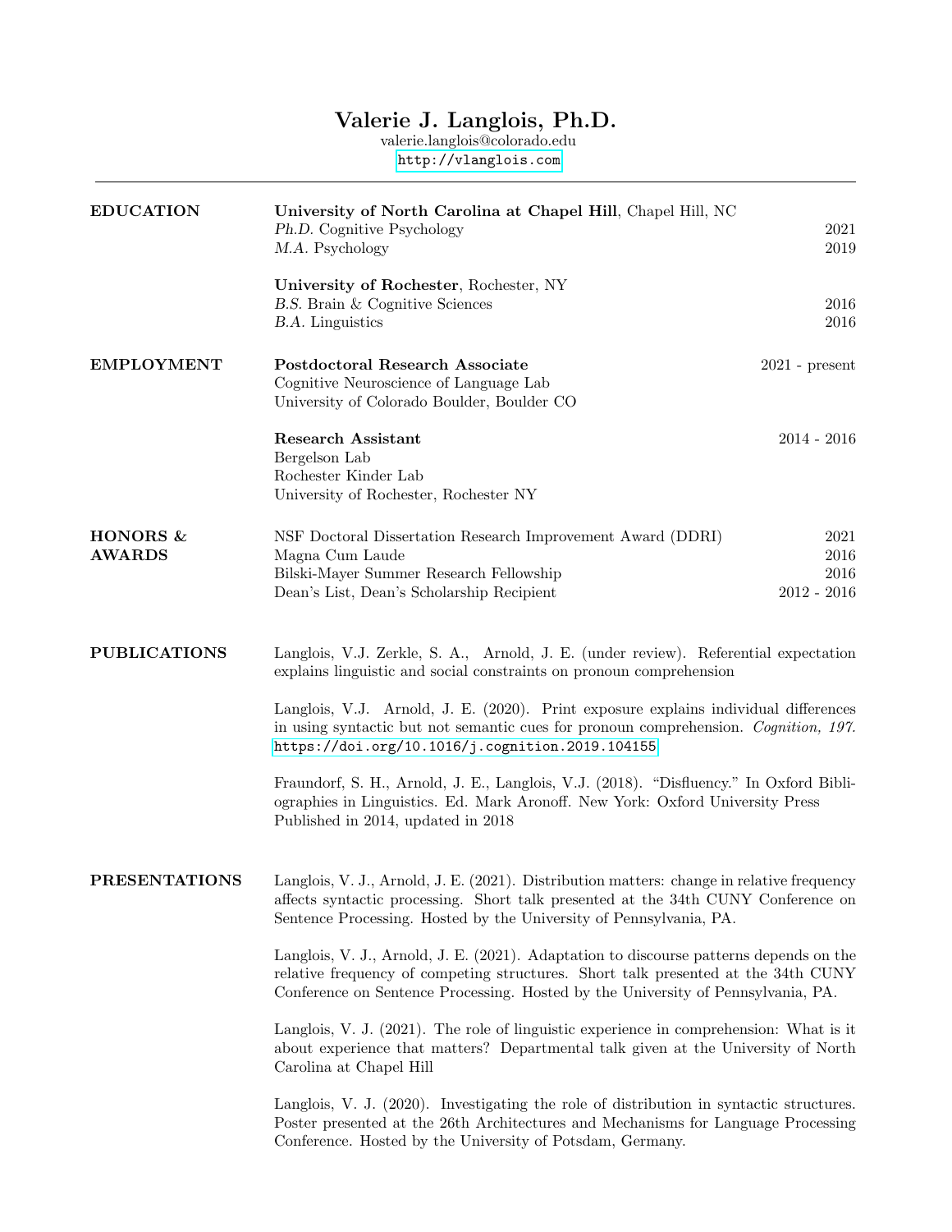# Valerie J. Langlois, Ph.D.

valerie.langlois@colorado.edu
http://vlanglois.com

---

## EDUCATION

**University of North Carolina at Chapel Hill**, Chapel Hill, NC
*Ph.D.* Cognitive Psychology — 2021
*M.A.* Psychology — 2019

**University of Rochester**, Rochester, NY
*B.S.* Brain & Cognitive Sciences — 2016
*B.A.* Linguistics — 2016

## EMPLOYMENT

**Postdoctoral Research Associate** — 2021 - present
Cognitive Neuroscience of Language Lab
University of Colorado Boulder, Boulder CO

**Research Assistant** — 2014 - 2016
Bergelson Lab
Rochester Kinder Lab
University of Rochester, Rochester NY

## HONORS & AWARDS

NSF Doctoral Dissertation Research Improvement Award (DDRI) — 2021
Magna Cum Laude — 2016
Bilski-Mayer Summer Research Fellowship — 2016
Dean's List, Dean's Scholarship Recipient — 2012 - 2016

## PUBLICATIONS

Langlois, V.J. Zerkle, S. A., Arnold, J. E. (under review). Referential expectation explains linguistic and social constraints on pronoun comprehension

Langlois, V.J. Arnold, J. E. (2020). Print exposure explains individual differences in using syntactic but not semantic cues for pronoun comprehension. *Cognition, 197.* https://doi.org/10.1016/j.cognition.2019.104155

Fraundorf, S. H., Arnold, J. E., Langlois, V.J. (2018). "Disfluency." In Oxford Bibliographies in Linguistics. Ed. Mark Aronoff. New York: Oxford University Press Published in 2014, updated in 2018

## PRESENTATIONS

Langlois, V. J., Arnold, J. E. (2021). Distribution matters: change in relative frequency affects syntactic processing. Short talk presented at the 34th CUNY Conference on Sentence Processing. Hosted by the University of Pennsylvania, PA.

Langlois, V. J., Arnold, J. E. (2021). Adaptation to discourse patterns depends on the relative frequency of competing structures. Short talk presented at the 34th CUNY Conference on Sentence Processing. Hosted by the University of Pennsylvania, PA.

Langlois, V. J. (2021). The role of linguistic experience in comprehension: What is it about experience that matters? Departmental talk given at the University of North Carolina at Chapel Hill

Langlois, V. J. (2020). Investigating the role of distribution in syntactic structures. Poster presented at the 26th Architectures and Mechanisms for Language Processing Conference. Hosted by the University of Potsdam, Germany.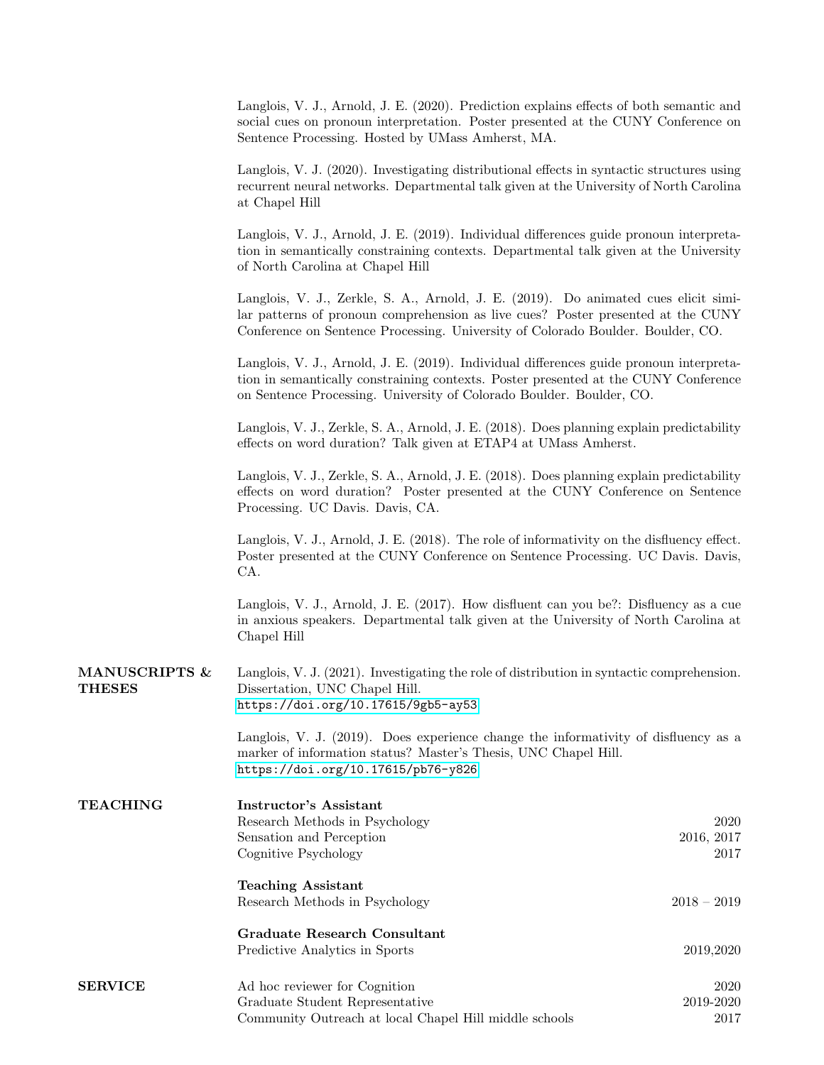Langlois, V. J., Arnold, J. E. (2020). Prediction explains effects of both semantic and social cues on pronoun interpretation. Poster presented at the CUNY Conference on Sentence Processing. Hosted by UMass Amherst, MA.

Langlois, V. J. (2020). Investigating distributional effects in syntactic structures using recurrent neural networks. Departmental talk given at the University of North Carolina at Chapel Hill

Langlois, V. J., Arnold, J. E. (2019). Individual differences guide pronoun interpretation in semantically constraining contexts. Departmental talk given at the University of North Carolina at Chapel Hill

Langlois, V. J., Zerkle, S. A., Arnold, J. E. (2019). Do animated cues elicit similar patterns of pronoun comprehension as live cues? Poster presented at the CUNY Conference on Sentence Processing. University of Colorado Boulder. Boulder, CO.

Langlois, V. J., Arnold, J. E. (2019). Individual differences guide pronoun interpretation in semantically constraining contexts. Poster presented at the CUNY Conference on Sentence Processing. University of Colorado Boulder. Boulder, CO.

Langlois, V. J., Zerkle, S. A., Arnold, J. E. (2018). Does planning explain predictability effects on word duration? Talk given at ETAP4 at UMass Amherst.

Langlois, V. J., Zerkle, S. A., Arnold, J. E. (2018). Does planning explain predictability effects on word duration? Poster presented at the CUNY Conference on Sentence Processing. UC Davis. Davis, CA.

Langlois, V. J., Arnold, J. E. (2018). The role of informativity on the disfluency effect. Poster presented at the CUNY Conference on Sentence Processing. UC Davis. Davis, CA.

Langlois, V. J., Arnold, J. E. (2017). How disfluent can you be?: Disfluency as a cue in anxious speakers. Departmental talk given at the University of North Carolina at Chapel Hill

## MANUSCRIPTS & THESES

Langlois, V. J. (2021). Investigating the role of distribution in syntactic comprehension. Dissertation, UNC Chapel Hill.
https://doi.org/10.17615/9gb5-ay53

Langlois, V. J. (2019). Does experience change the informativity of disfluency as a marker of information status? Master's Thesis, UNC Chapel Hill.
https://doi.org/10.17615/pb76-y826

## TEACHING

**Instructor's Assistant**

| | |
|---|---|
| Research Methods in Psychology | 2020 |
| Sensation and Perception | 2016, 2017 |
| Cognitive Psychology | 2017 |

**Teaching Assistant**

| | |
|---|---|
| Research Methods in Psychology | 2018 – 2019 |

**Graduate Research Consultant**

| | |
|---|---|
| Predictive Analytics in Sports | 2019,2020 |

## SERVICE

| | |
|---|---|
| Ad hoc reviewer for Cognition | 2020 |
| Graduate Student Representative | 2019-2020 |
| Community Outreach at local Chapel Hill middle schools | 2017 |